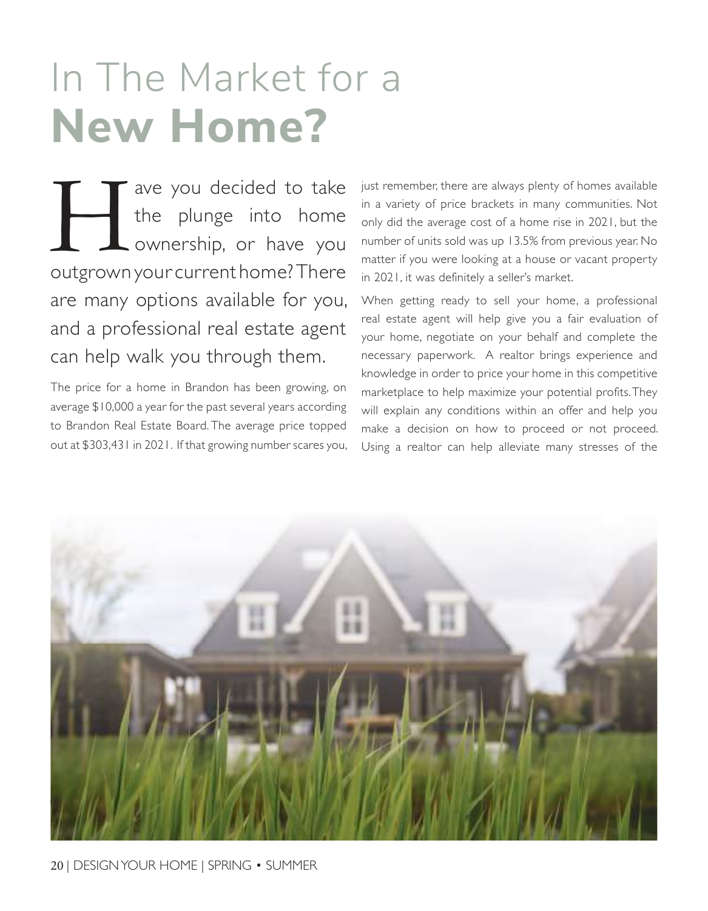# In The Market for a **New Home?**

Have you decided to take the plunge into home ownership, or have you outgrown your current home? There are many options available for you, and a professional real estate agent can help walk you through them.

The price for a home in Brandon has been growing, on average $10,000 a year for the past several years according to Brandon Real Estate Board. The average price topped out at $303,431 in 2021. If that growing number scares you, just remember, there are always plenty of homes available in a variety of price brackets in many communities. Not only did the average cost of a home rise in 2021, but the number of units sold was up 13.5% from previous year. No matter if you were looking at a house or vacant property in 2021, it was definitely a seller's market.

When getting ready to sell your home, a professional real estate agent will help give you a fair evaluation of your home, negotiate on your behalf and complete the necessary paperwork. A realtor brings experience and knowledge in order to price your home in this competitive marketplace to help maximize your potential profits. They will explain any conditions within an offer and help you make a decision on how to proceed or not proceed. Using a realtor can help alleviate many stresses of the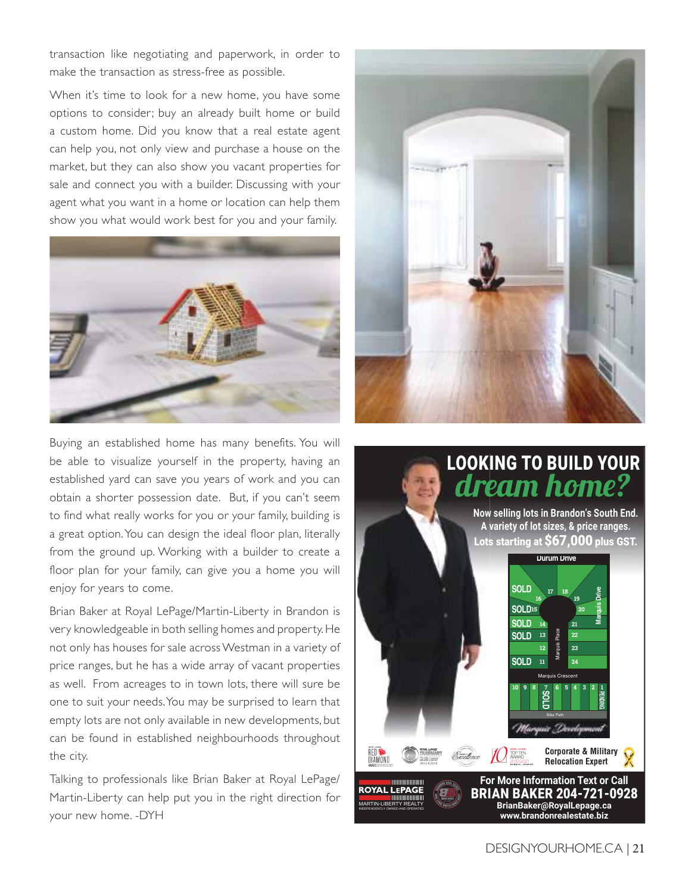transaction like negotiating and paperwork, in order to make the transaction as stress-free as possible.

When it's time to look for a new home, you have some options to consider; buy an already built home or build a custom home. Did you know that a real estate agent can help you, not only view and purchase a house on the market, but they can also show you vacant properties for sale and connect you with a builder. Discussing with your agent what you want in a home or location can help them show you what would work best for you and your family.

Buying an established home has many benefits. You will be able to visualize yourself in the property, having an established yard can save you years of work and you can obtain a shorter possession date. But, if you can't seem to find what really works for you or your family, building is a great option. You can design the ideal floor plan, literally from the ground up. Working with a builder to create a floor plan for your family, can give you a home you will enjoy for years to come.

Brian Baker at Royal LePage/Martin-Liberty in Brandon is very knowledgeable in both selling homes and property. He not only has houses for sale across Westman in a variety of price ranges, but he has a wide array of vacant properties as well. From acreages to in town lots, there will sure be one to suit your needs. You may be surprised to learn that empty lots are not only available in new developments, but can be found in established neighbourhoods throughout the city.

Talking to professionals like Brian Baker at Royal LePage/ Martin-Liberty can help put you in the right direction for your new home. -DYH

## LOOKING TO BUILD YOUR *dream home?*

**Now selling lots in Brandon's South End. A variety of lot sizes, & price ranges. Lots starting at $67,000 plus GST.**

Durum Drive
Marquis Drive
Marquis Place
Marquis Crescent
Bike Path
SOLD 16 · 17 · 18 · 19 · SOLD 15 · 20 · SOLD 14 · 21 · SOLD 13 · 22 · 12 · 23 · SOLD 11 · 24
10 · 9 · 8 · 7 SOLD · 6 · 5 · 4 · 3 · 2 · 1 PENDING
*Marquis Development*

Corporate & Military Relocation Expert

ROYAL LEPAGE
MARTIN-LIBERTY REALTY
INDEPENDENTLY OWNED AND OPERATED

**For More Information Text or Call**
**BRIAN BAKER 204-721-0928**
**BrianBaker@RoyalLepage.ca**
**www.brandonrealestate.biz**